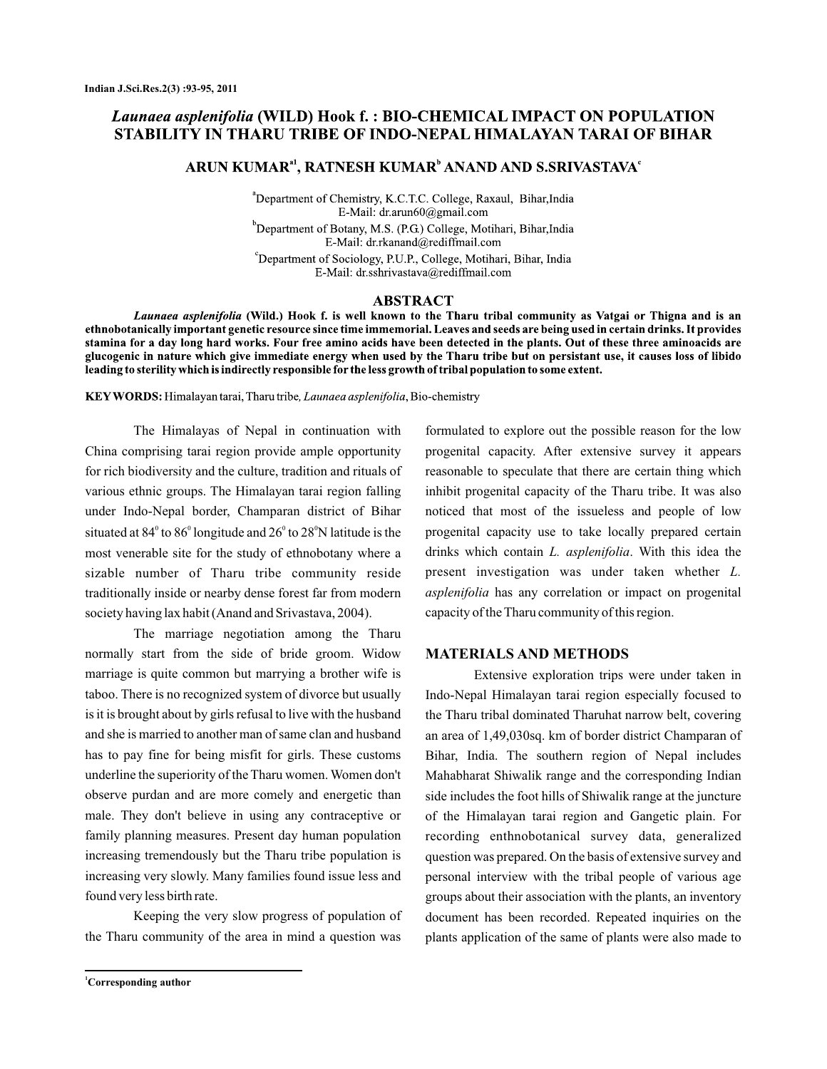# *Launaea asplenifolia* (WILD) Hook f. : BIO-CHEMICAL IMPACT ON POPULATION STABILITY IN THARU TRIBE OF INDO-NEPAL HIMALAYAN TARAI OF BIHAR

**ARUN KUMAR[a1], RATNESH KUMAR[b] ANAND AND S.SRIVASTAVA[c]**

[a]Department of Chemistry, K.C.T.C. College, Raxaul, Bihar,India
E-Mail: dr.arun60@gmail.com

[b]Department of Botany, M.S. (P.G.) College, Motihari, Bihar,India
E-Mail: dr.rkanand@rediffmail.com

[c]Department of Sociology, P.U.P., College, Motihari, Bihar, India
E-Mail: dr.sshrivastava@rediffmail.com

## ABSTRACT

***Launaea asplenifolia* (Wild.) Hook f. is well known to the Tharu tribal community as Vatgai or Thigna and is an ethnobotanically important genetic resource since time immemorial. Leaves and seeds are being used in certain drinks. It provides stamina for a day long hard works. Four free amino acids have been detected in the plants. Out of these three aminoacids are glucogenic in nature which give immediate energy when used by the Tharu tribe but on persistant use, it causes loss of libido leading to sterility which is indirectly responsible for the less growth of tribal population to some extent.**

**KEYWORDS:** Himalayan tarai, Tharu tribe, *Launaea asplenifolia*, Bio-chemistry

The Himalayas of Nepal in continuation with China comprising tarai region provide ample opportunity for rich biodiversity and the culture, tradition and rituals of various ethnic groups. The Himalayan tarai region falling under Indo-Nepal border, Champaran district of Bihar situated at $84^0$ to $86^0$ longitude and $26^0$ to $28^0$N latitude is the most venerable site for the study of ethnobotany where a sizable number of Tharu tribe community reside traditionally inside or nearby dense forest far from modern society having lax habit (Anand and Srivastava, 2004).

The marriage negotiation among the Tharu normally start from the side of bride groom. Widow marriage is quite common but marrying a brother wife is taboo. There is no recognized system of divorce but usually is it is brought about by girls refusal to live with the husband and she is married to another man of same clan and husband has to pay fine for being misfit for girls. These customs underline the superiority of the Tharu women. Women don't observe purdan and are more comely and energetic than male. They don't believe in using any contraceptive or family planning measures. Present day human population increasing tremendously but the Tharu tribe population is increasing very slowly. Many families found issue less and found very less birth rate.

Keeping the very slow progress of population of the Tharu community of the area in mind a question was formulated to explore out the possible reason for the low progenital capacity. After extensive survey it appears reasonable to speculate that there are certain thing which inhibit progenital capacity of the Tharu tribe. It was also noticed that most of the issueless and people of low progenital capacity use to take locally prepared certain drinks which contain *L. asplenifolia*. With this idea the present investigation was under taken whether *L. asplenifolia* has any correlation or impact on progenital capacity of the Tharu community of this region.

## MATERIALS AND METHODS

Extensive exploration trips were under taken in Indo-Nepal Himalayan tarai region especially focused to the Tharu tribal dominated Tharuhat narrow belt, covering an area of 1,49,030sq. km of border district Champaran of Bihar, India. The southern region of Nepal includes Mahabharat Shiwalik range and the corresponding Indian side includes the foot hills of Shiwalik range at the juncture of the Himalayan tarai region and Gangetic plain. For recording enthnobotanical survey data, generalized question was prepared. On the basis of extensive survey and personal interview with the tribal people of various age groups about their association with the plants, an inventory document has been recorded. Repeated inquiries on the plants application of the same of plants were also made to

[1]Corresponding author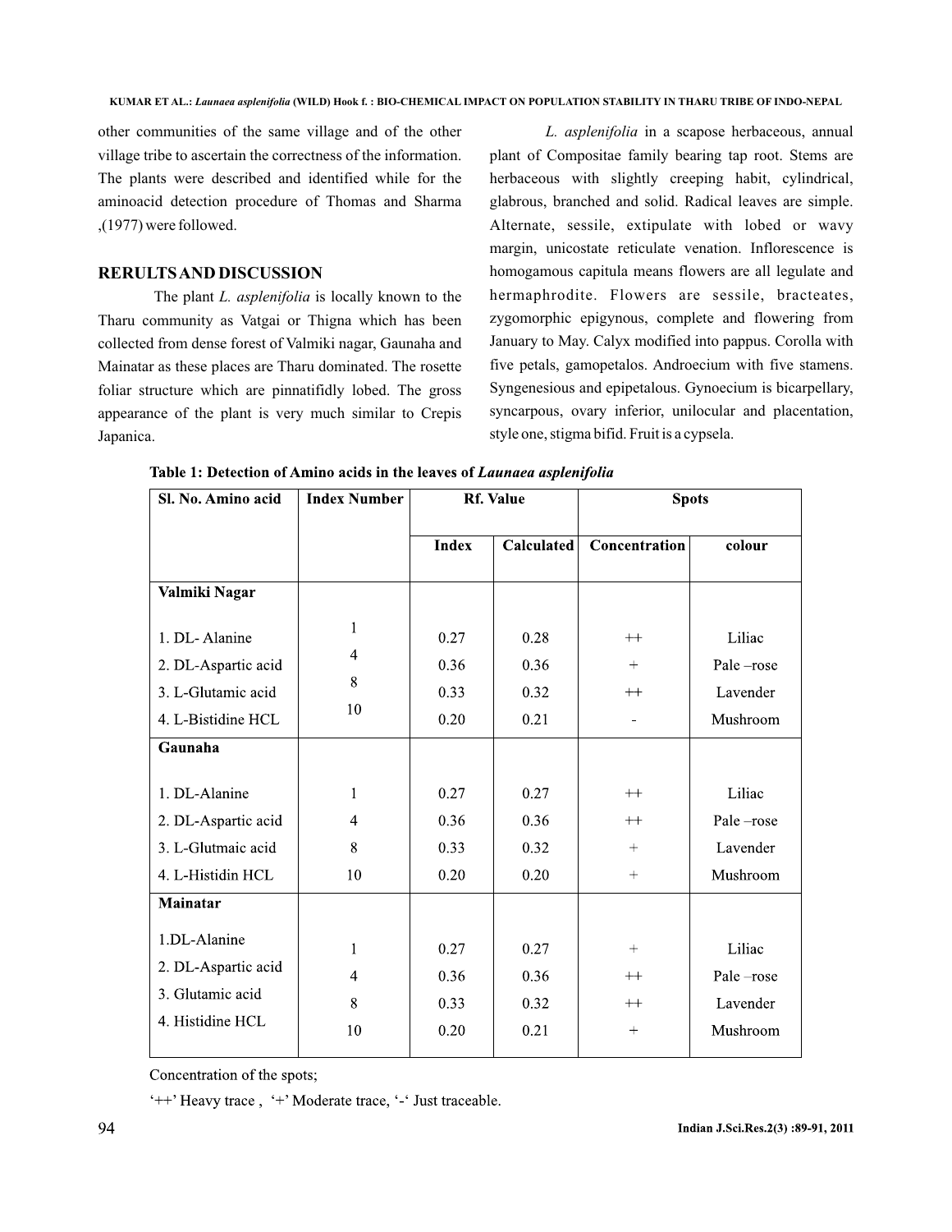other communities of the same village and of the other village tribe to ascertain the correctness of the information. The plants were described and identified while for the aminoacid detection procedure of Thomas and Sharma ,(1977) were followed.

## RERULTS AND DISCUSSION

The plant *L. asplenifolia* is locally known to the Tharu community as Vatgai or Thigna which has been collected from dense forest of Valmiki nagar, Gaunaha and Mainatar as these places are Tharu dominated. The rosette foliar structure which are pinnatifidly lobed. The gross appearance of the plant is very much similar to Crepis Japanica.

*L. asplenifolia* in a scapose herbaceous, annual plant of Compositae family bearing tap root. Stems are herbaceous with slightly creeping habit, cylindrical, glabrous, branched and solid. Radical leaves are simple. Alternate, sessile, extipulate with lobed or wavy margin, unicostate reticulate venation. Inflorescence is homogamous capitula means flowers are all legulate and hermaphrodite. Flowers are sessile, bracteates, zygomorphic epigynous, complete and flowering from January to May. Calyx modified into pappus. Corolla with five petals, gamopetalos. Androecium with five stamens. Syngenesious and epipetalous. Gynoecium is bicarpellary, syncarpous, ovary inferior, unilocular and placentation, style one, stigma bifid. Fruit is a cypsela.

**Table 1: Detection of Amino acids in the leaves of *Launaea asplenifolia***

| Sl. No. Amino acid | Index Number | Rf. Value | | Spots | |
|---|---|---|---|---|---|
| | | Index | Calculated | Concentration | colour |
| **Valmiki Nagar** | | | | | |
| 1. DL- Alanine | 1 | 0.27 | 0.28 | ++ | Liliac |
| 2. DL-Aspartic acid | 4 | 0.36 | 0.36 | + | Pale –rose |
| 3. L-Glutamic acid | 8 | 0.33 | 0.32 | ++ | Lavender |
| 4. L-Bistidine HCL | 10 | 0.20 | 0.21 | - | Mushroom |
| **Gaunaha** | | | | | |
| 1. DL-Alanine | 1 | 0.27 | 0.27 | ++ | Liliac |
| 2. DL-Aspartic acid | 4 | 0.36 | 0.36 | ++ | Pale –rose |
| 3. L-Glutmaic acid | 8 | 0.33 | 0.32 | + | Lavender |
| 4. L-Histidin HCL | 10 | 0.20 | 0.20 | + | Mushroom |
| **Mainatar** | | | | | |
| 1.DL-Alanine | 1 | 0.27 | 0.27 | + | Liliac |
| 2. DL-Aspartic acid | 4 | 0.36 | 0.36 | ++ | Pale –rose |
| 3. Glutamic acid | 8 | 0.33 | 0.32 | ++ | Lavender |
| 4. Histidine HCL | 10 | 0.20 | 0.21 | + | Mushroom |

Concentration of the spots;

'++' Heavy trace , '+' Moderate trace, '-' Just traceable.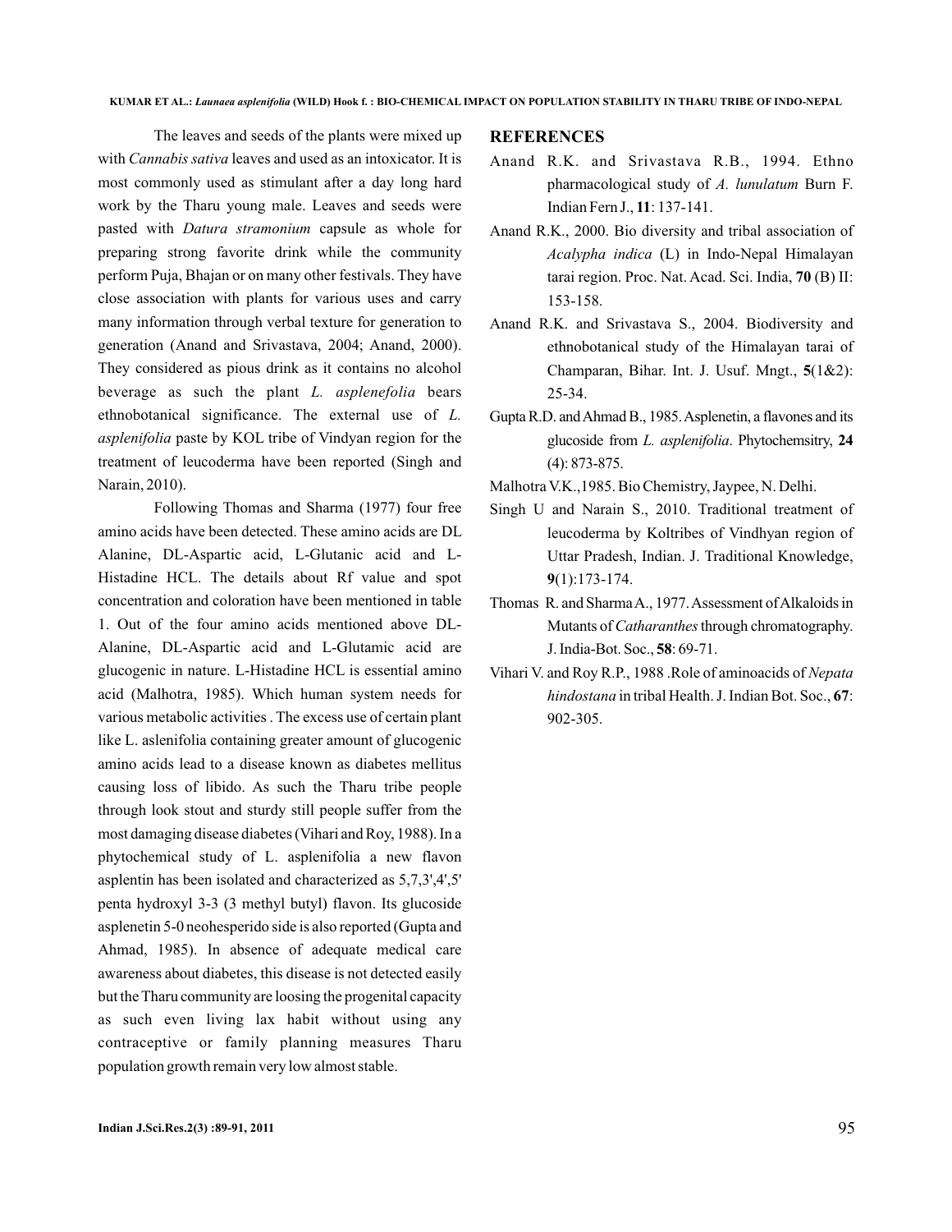The leaves and seeds of the plants were mixed up with *Cannabis sativa* leaves and used as an intoxicator. It is most commonly used as stimulant after a day long hard work by the Tharu young male. Leaves and seeds were pasted with *Datura stramonium* capsule as whole for preparing strong favorite drink while the community perform Puja, Bhajan or on many other festivals. They have close association with plants for various uses and carry many information through verbal texture for generation to generation (Anand and Srivastava, 2004; Anand, 2000). They considered as pious drink as it contains no alcohol beverage as such the plant *L. asplenefolia* bears ethnobotanical significance. The external use of *L. asplenifolia* paste by KOL tribe of Vindyan region for the treatment of leucoderma have been reported (Singh and Narain, 2010).

Following Thomas and Sharma (1977) four free amino acids have been detected. These amino acids are DL Alanine, DL-Aspartic acid, L-Glutanic acid and L-Histadine HCL. The details about Rf value and spot concentration and coloration have been mentioned in table 1. Out of the four amino acids mentioned above DL-Alanine, DL-Aspartic acid and L-Glutamic acid are glucogenic in nature. L-Histadine HCL is essential amino acid (Malhotra, 1985). Which human system needs for various metabolic activities . The excess use of certain plant like L. aslenifolia containing greater amount of glucogenic amino acids lead to a disease known as diabetes mellitus causing loss of libido. As such the Tharu tribe people through look stout and sturdy still people suffer from the most damaging disease diabetes (Vihari and Roy, 1988). In a phytochemical study of L. asplenifolia a new flavon asplentin has been isolated and characterized as 5,7,3',4',5' penta hydroxyl 3-3 (3 methyl butyl) flavon. Its glucoside asplenetin 5-0 neohesperido side is also reported (Gupta and Ahmad, 1985). In absence of adequate medical care awareness about diabetes, this disease is not detected easily but the Tharu community are loosing the progenital capacity as such even living lax habit without using any contraceptive or family planning measures Tharu population growth remain very low almost stable.

## REFERENCES

Anand R.K. and Srivastava R.B., 1994. Ethno pharmacological study of *A. lunulatum* Burn F. Indian Fern J., **11**: 137-141.

Anand R.K., 2000. Bio diversity and tribal association of *Acalypha indica* (L) in Indo-Nepal Himalayan tarai region. Proc. Nat. Acad. Sci. India, **70** (B) II: 153-158.

Anand R.K. and Srivastava S., 2004. Biodiversity and ethnobotanical study of the Himalayan tarai of Champaran, Bihar. Int. J. Usuf. Mngt., **5**(1&2): 25-34.

Gupta R.D. and Ahmad B., 1985. Asplenetin, a flavones and its glucoside from *L. asplenifolia*. Phytochemsitry, **24** (4): 873-875.

Malhotra V.K.,1985. Bio Chemistry, Jaypee, N. Delhi.

Singh U and Narain S., 2010. Traditional treatment of leucoderma by Koltribes of Vindhyan region of Uttar Pradesh, Indian. J. Traditional Knowledge, **9**(1):173-174.

Thomas R. and Sharma A., 1977. Assessment of Alkaloids in Mutants of *Catharanthes* through chromatography. J. India-Bot. Soc., **58**: 69-71.

Vihari V. and Roy R.P., 1988 .Role of aminoacids of *Nepata hindostana* in tribal Health. J. Indian Bot. Soc., **67**: 902-305.